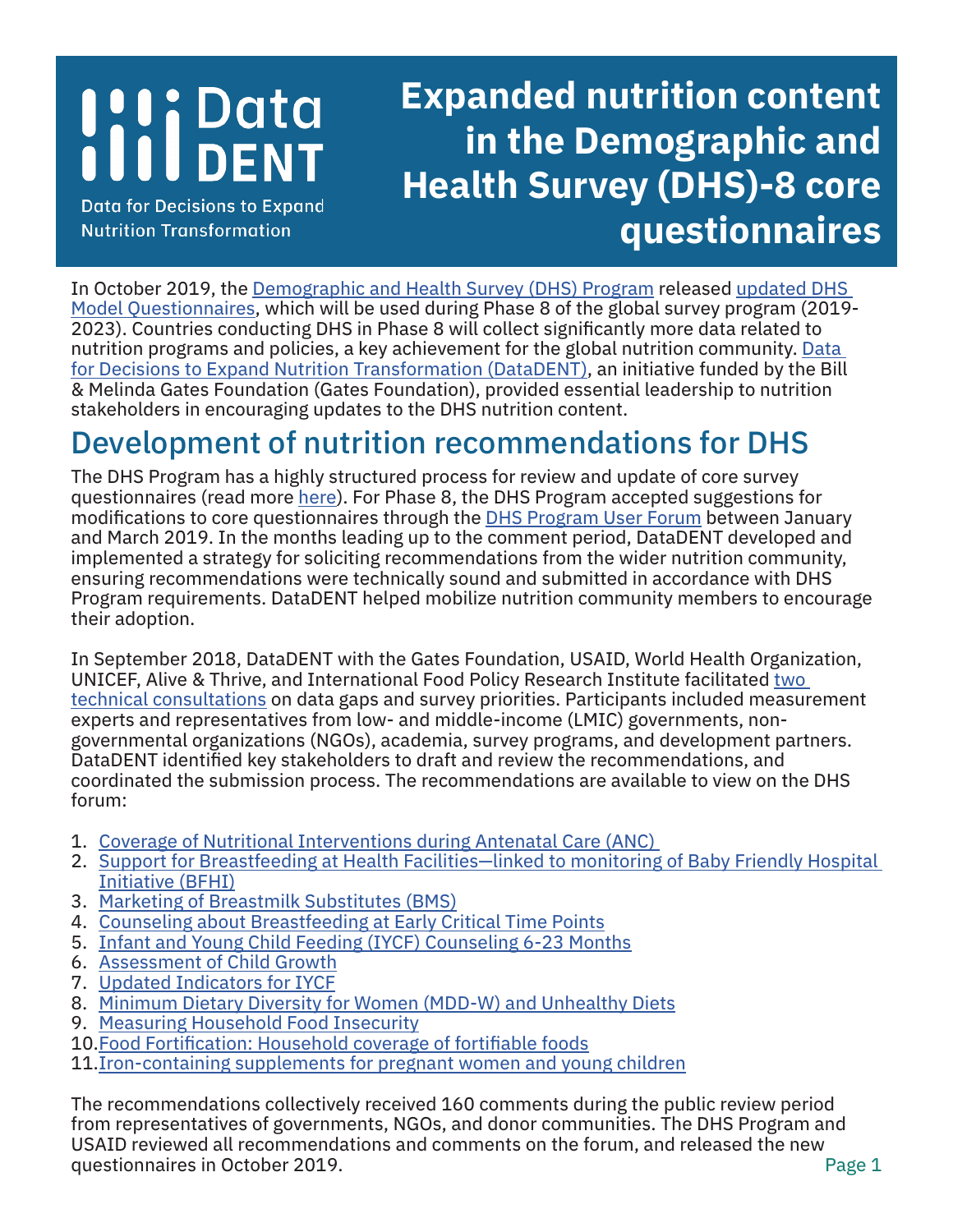Data DENT

Data for Decisions to Expand Nutrition Transformation

# Expanded nutrition content in the Demographic and Health Survey (DHS)-8 core questionnaires

In October 2019, the Demographic and Health Survey (DHS) Program released updated DHS Model Questionnaires, which will be used during Phase 8 of the global survey program (2019-2023). Countries conducting DHS in Phase 8 will collect significantly more data related to nutrition programs and policies, a key achievement for the global nutrition community. Data for Decisions to Expand Nutrition Transformation (DataDENT), an initiative funded by the Bill & Melinda Gates Foundation (Gates Foundation), provided essential leadership to nutrition stakeholders in encouraging updates to the DHS nutrition content.

## Development of nutrition recommendations for DHS

The DHS Program has a highly structured process for review and update of core survey questionnaires (read more here). For Phase 8, the DHS Program accepted suggestions for modifications to core questionnaires through the DHS Program User Forum between January and March 2019. In the months leading up to the comment period, DataDENT developed and implemented a strategy for soliciting recommendations from the wider nutrition community, ensuring recommendations were technically sound and submitted in accordance with DHS Program requirements. DataDENT helped mobilize nutrition community members to encourage their adoption.

In September 2018, DataDENT with the Gates Foundation, USAID, World Health Organization, UNICEF, Alive & Thrive, and International Food Policy Research Institute facilitated two technical consultations on data gaps and survey priorities. Participants included measurement experts and representatives from low- and middle-income (LMIC) governments, non-governmental organizations (NGOs), academia, survey programs, and development partners. DataDENT identified key stakeholders to draft and review the recommendations, and coordinated the submission process. The recommendations are available to view on the DHS forum:

1. Coverage of Nutritional Interventions during Antenatal Care (ANC)
2. Support for Breastfeeding at Health Facilities—linked to monitoring of Baby Friendly Hospital Initiative (BFHI)
3. Marketing of Breastmilk Substitutes (BMS)
4. Counseling about Breastfeeding at Early Critical Time Points
5. Infant and Young Child Feeding (IYCF) Counseling 6-23 Months
6. Assessment of Child Growth
7. Updated Indicators for IYCF
8. Minimum Dietary Diversity for Women (MDD-W) and Unhealthy Diets
9. Measuring Household Food Insecurity
10. Food Fortification: Household coverage of fortifiable foods
11. Iron-containing supplements for pregnant women and young children

The recommendations collectively received 160 comments during the public review period from representatives of governments, NGOs, and donor communities. The DHS Program and USAID reviewed all recommendations and comments on the forum, and released the new questionnaires in October 2019.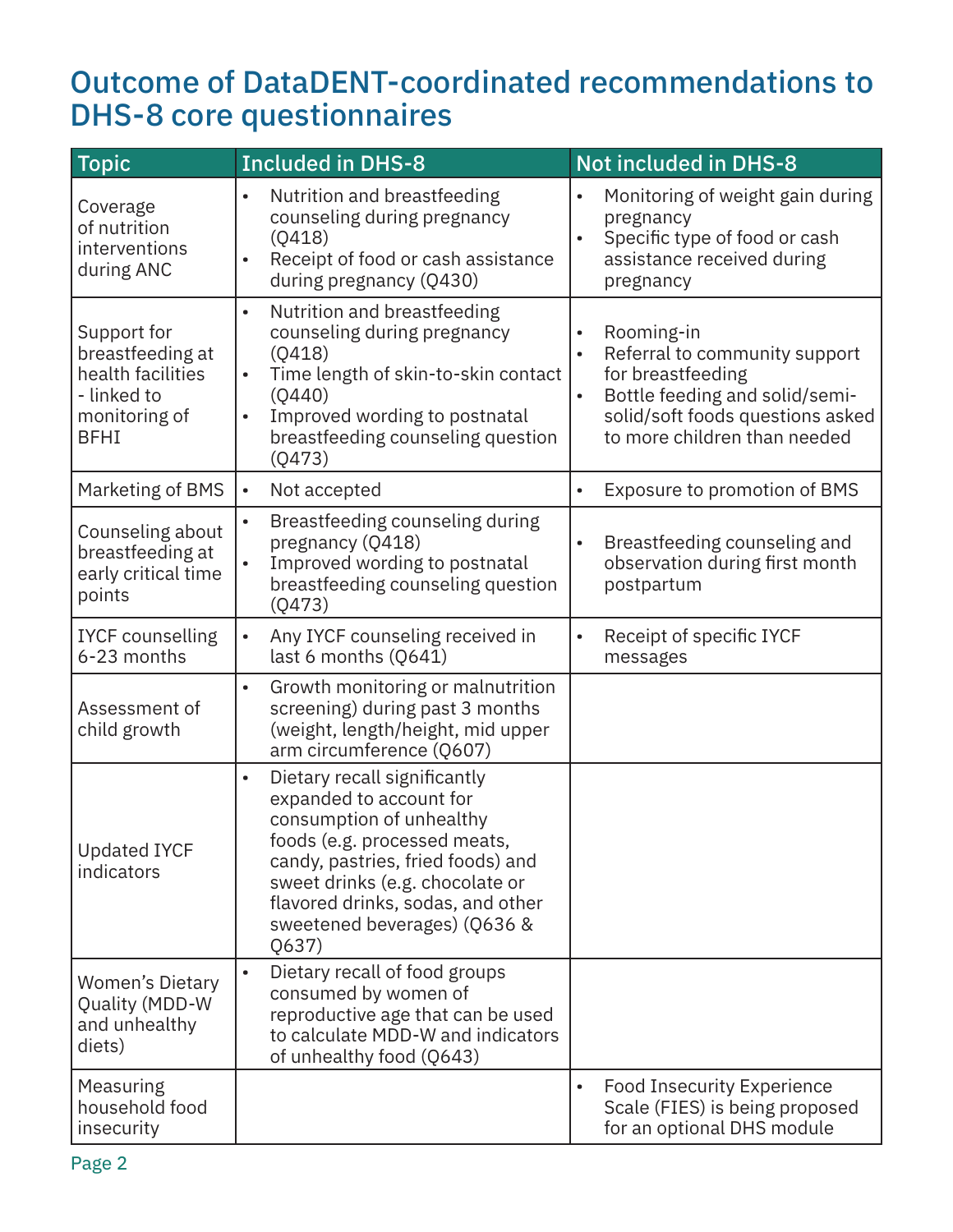# Outcome of DataDENT-coordinated recommendations to DHS-8 core questionnaires

| Topic | Included in DHS-8 | Not included in DHS-8 |
|---|---|---|
| Coverage of nutrition interventions during ANC | • Nutrition and breastfeeding counseling during pregnancy (Q418)<br>• Receipt of food or cash assistance during pregnancy (Q430) | • Monitoring of weight gain during pregnancy<br>• Specific type of food or cash assistance received during pregnancy |
| Support for breastfeeding at health facilities - linked to monitoring of BFHI | • Nutrition and breastfeeding counseling during pregnancy (Q418)<br>• Time length of skin-to-skin contact (Q440)<br>• Improved wording to postnatal breastfeeding counseling question (Q473) | • Rooming-in<br>• Referral to community support for breastfeeding<br>• Bottle feeding and solid/semi-solid/soft foods questions asked to more children than needed |
| Marketing of BMS | • Not accepted | • Exposure to promotion of BMS |
| Counseling about breastfeeding at early critical time points | • Breastfeeding counseling during pregnancy (Q418)<br>• Improved wording to postnatal breastfeeding counseling question (Q473) | • Breastfeeding counseling and observation during first month postpartum |
| IYCF counselling 6-23 months | • Any IYCF counseling received in last 6 months (Q641) | • Receipt of specific IYCF messages |
| Assessment of child growth | • Growth monitoring or malnutrition screening) during past 3 months (weight, length/height, mid upper arm circumference (Q607) | |
| Updated IYCF indicators | • Dietary recall significantly expanded to account for consumption of unhealthy foods (e.g. processed meats, candy, pastries, fried foods) and sweet drinks (e.g. chocolate or flavored drinks, sodas, and other sweetened beverages) (Q636 & Q637) | |
| Women's Dietary Quality (MDD-W and unhealthy diets) | • Dietary recall of food groups consumed by women of reproductive age that can be used to calculate MDD-W and indicators of unhealthy food (Q643) | |
| Measuring household food insecurity | | • Food Insecurity Experience Scale (FIES) is being proposed for an optional DHS module |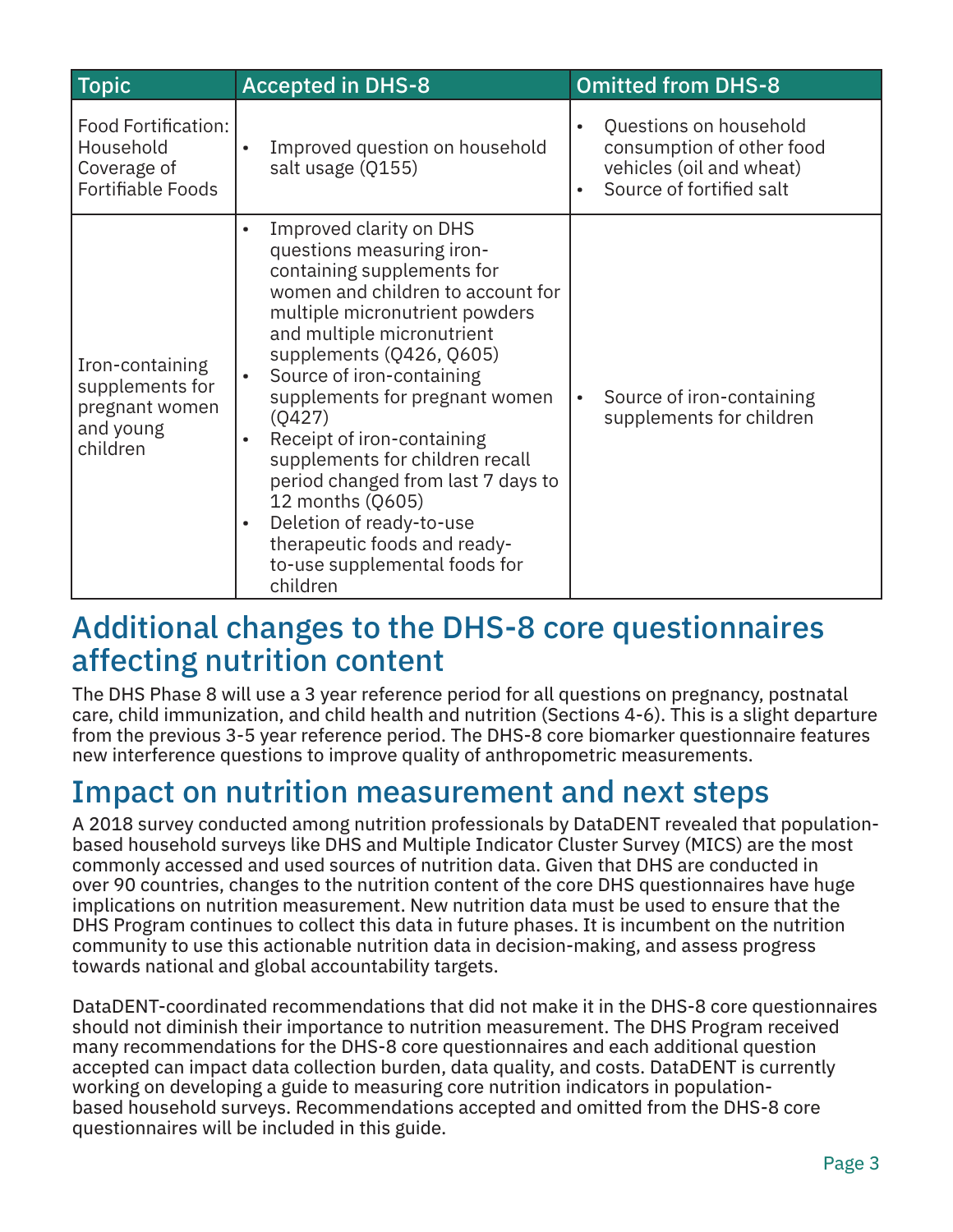| Topic | Accepted in DHS-8 | Omitted from DHS-8 |
|---|---|---|
| Food Fortification: Household Coverage of Fortifiable Foods | • Improved question on household salt usage (Q155) | • Questions on household consumption of other food vehicles (oil and wheat)<br>• Source of fortified salt |
| Iron-containing supplements for pregnant women and young children | • Improved clarity on DHS questions measuring iron-containing supplements for women and children to account for multiple micronutrient powders and multiple micronutrient supplements (Q426, Q605)<br>• Source of iron-containing supplements for pregnant women (Q427)<br>• Receipt of iron-containing supplements for children recall period changed from last 7 days to 12 months (Q605)<br>• Deletion of ready-to-use therapeutic foods and ready-to-use supplemental foods for children | • Source of iron-containing supplements for children |

## Additional changes to the DHS-8 core questionnaires affecting nutrition content

The DHS Phase 8 will use a 3 year reference period for all questions on pregnancy, postnatal care, child immunization, and child health and nutrition (Sections 4-6). This is a slight departure from the previous 3-5 year reference period. The DHS-8 core biomarker questionnaire features new interference questions to improve quality of anthropometric measurements.

## Impact on nutrition measurement and next steps

A 2018 survey conducted among nutrition professionals by DataDENT revealed that population-based household surveys like DHS and Multiple Indicator Cluster Survey (MICS) are the most commonly accessed and used sources of nutrition data. Given that DHS are conducted in over 90 countries, changes to the nutrition content of the core DHS questionnaires have huge implications on nutrition measurement. New nutrition data must be used to ensure that the DHS Program continues to collect this data in future phases. It is incumbent on the nutrition community to use this actionable nutrition data in decision-making, and assess progress towards national and global accountability targets.

DataDENT-coordinated recommendations that did not make it in the DHS-8 core questionnaires should not diminish their importance to nutrition measurement. The DHS Program received many recommendations for the DHS-8 core questionnaires and each additional question accepted can impact data collection burden, data quality, and costs. DataDENT is currently working on developing a guide to measuring core nutrition indicators in population-based household surveys. Recommendations accepted and omitted from the DHS-8 core questionnaires will be included in this guide.